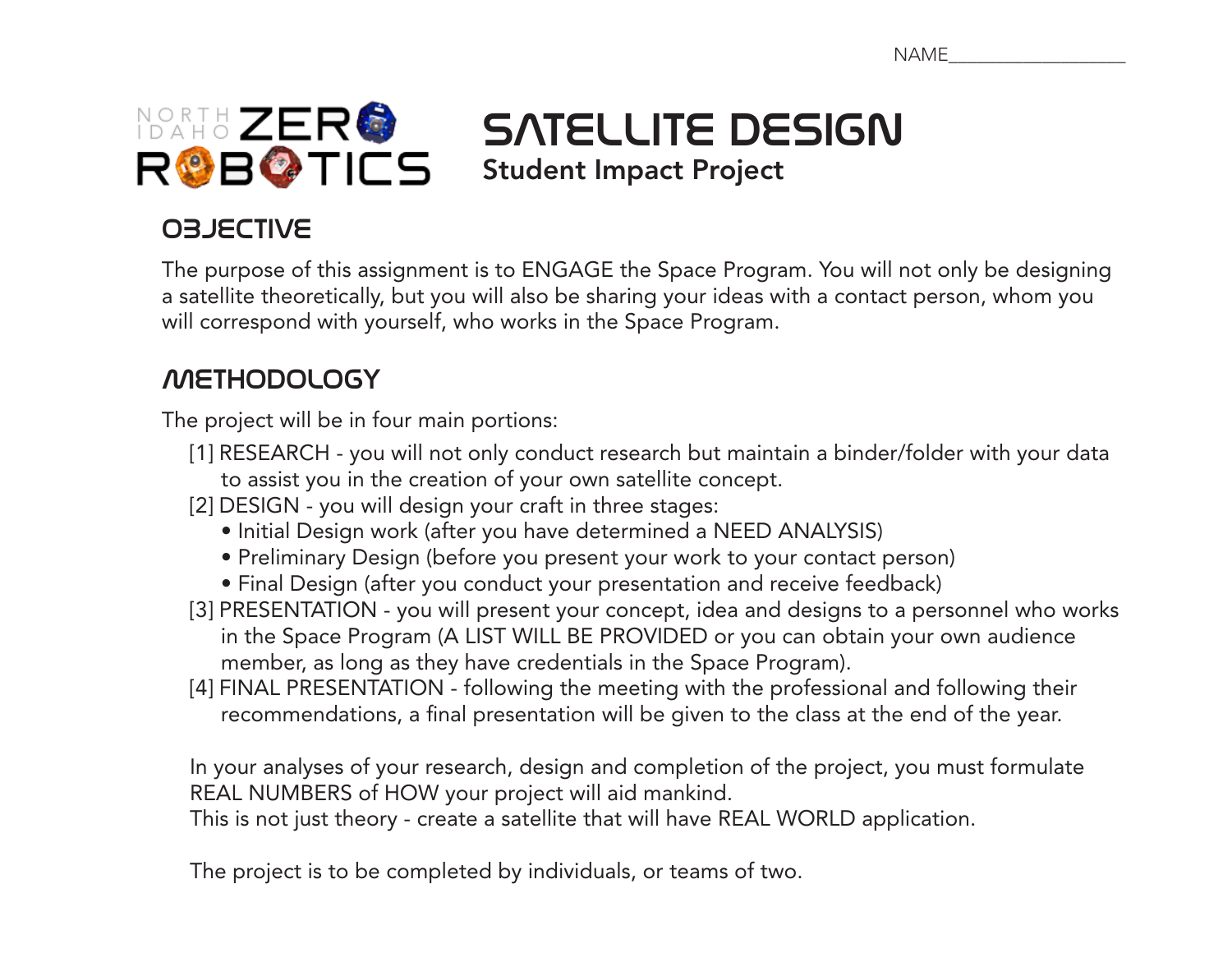NAME___________________

NORTH IDAHO ZERO ROBOTICS

# SATELLITE DESIGN

**Student Impact Project**

## OBJECTIVE

The purpose of this assignment is to ENGAGE the Space Program. You will not only be designing a satellite theoretically, but you will also be sharing your ideas with a contact person, whom you will correspond with yourself, who works in the Space Program.

## METHODOLOGY

The project will be in four main portions:

[1] RESEARCH - you will not only conduct research but maintain a binder/folder with your data to assist you in the creation of your own satellite concept.

[2] DESIGN - you will design your craft in three stages:

- Initial Design work (after you have determined a NEED ANALYSIS)
- Preliminary Design (before you present your work to your contact person)
- Final Design (after you conduct your presentation and receive feedback)

[3] PRESENTATION - you will present your concept, idea and designs to a personnel who works in the Space Program (A LIST WILL BE PROVIDED or you can obtain your own audience member, as long as they have credentials in the Space Program).

[4] FINAL PRESENTATION - following the meeting with the professional and following their recommendations, a final presentation will be given to the class at the end of the year.

In your analyses of your research, design and completion of the project, you must formulate REAL NUMBERS of HOW your project will aid mankind.
This is not just theory - create a satellite that will have REAL WORLD application.

The project is to be completed by individuals, or teams of two.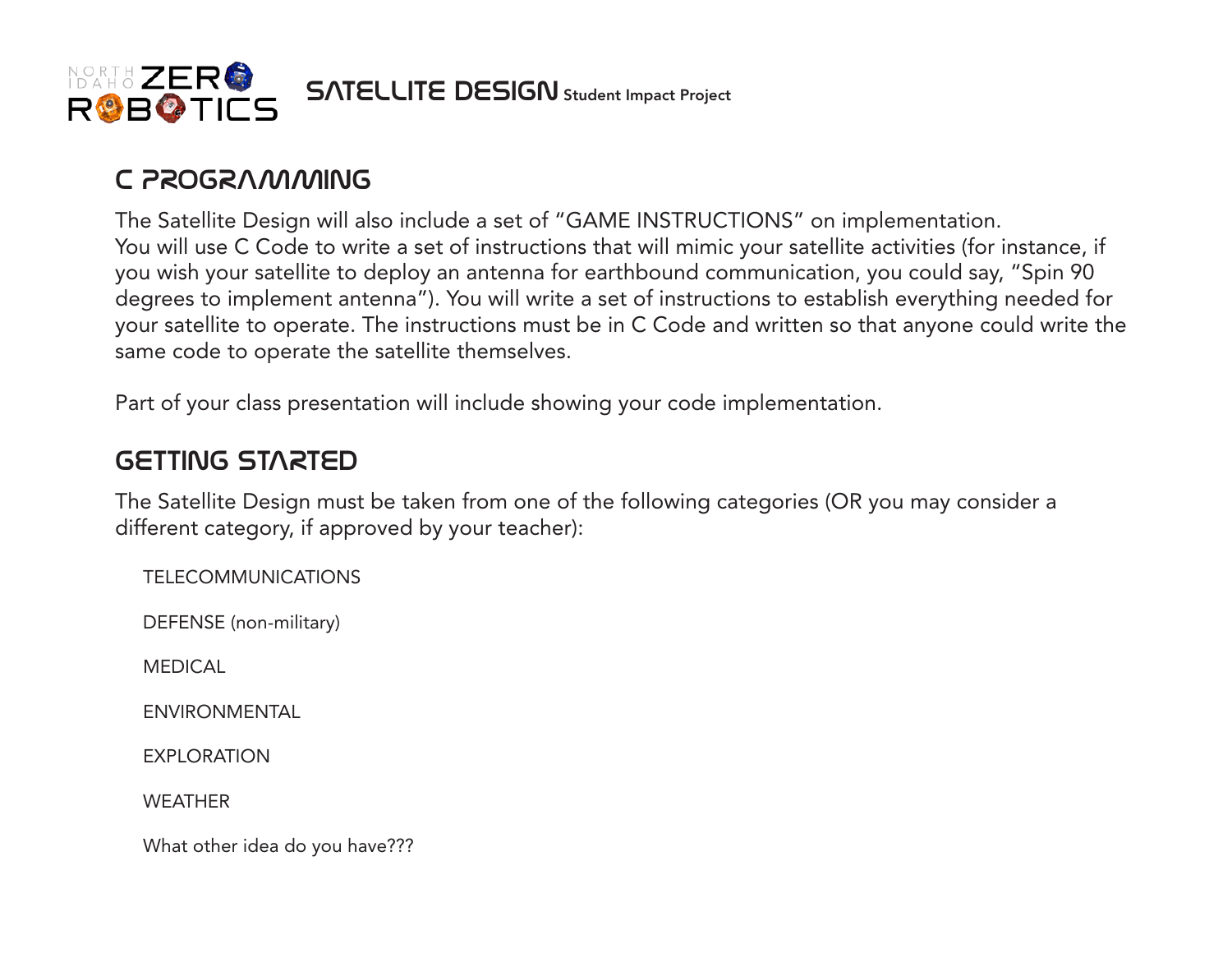## C PROGRAMMING

The Satellite Design will also include a set of "GAME INSTRUCTIONS" on implementation.
You will use C Code to write a set of instructions that will mimic your satellite activities (for instance, if you wish your satellite to deploy an antenna for earthbound communication, you could say, "Spin 90 degrees to implement antenna"). You will write a set of instructions to establish everything needed for your satellite to operate. The instructions must be in C Code and written so that anyone could write the same code to operate the satellite themselves.

Part of your class presentation will include showing your code implementation.

## GETTING STARTED

The Satellite Design must be taken from one of the following categories (OR you may consider a different category, if approved by your teacher):

TELECOMMUNICATIONS

DEFENSE (non-military)

MEDICAL

ENVIRONMENTAL

EXPLORATION

WEATHER

What other idea do you have???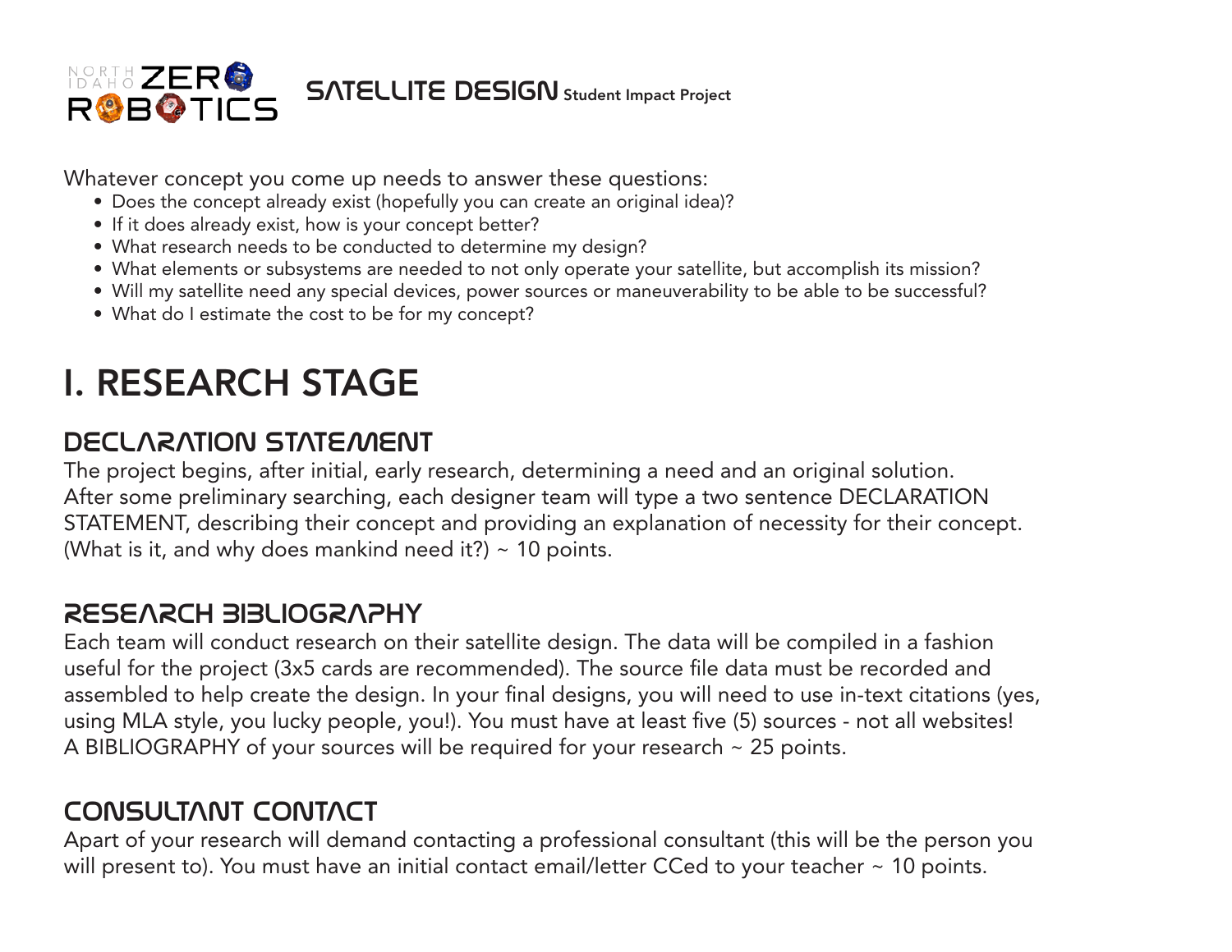Whatever concept you come up needs to answer these questions:

- Does the concept already exist (hopefully you can create an original idea)?
- If it does already exist, how is your concept better?
- What research needs to be conducted to determine my design?
- What elements or subsystems are needed to not only operate your satellite, but accomplish its mission?
- Will my satellite need any special devices, power sources or maneuverability to be able to be successful?
- What do I estimate the cost to be for my concept?

# I. RESEARCH STAGE

## DECLARATION STATEMENT

The project begins, after initial, early research, determining a need and an original solution. After some preliminary searching, each designer team will type a two sentence DECLARATION STATEMENT, describing their concept and providing an explanation of necessity for their concept. (What is it, and why does mankind need it?) ~ 10 points.

## RESEARCH BIBLIOGRAPHY

Each team will conduct research on their satellite design. The data will be compiled in a fashion useful for the project (3x5 cards are recommended). The source file data must be recorded and assembled to help create the design. In your final designs, you will need to use in-text citations (yes, using MLA style, you lucky people, you!). You must have at least five (5) sources - not all websites! A BIBLIOGRAPHY of your sources will be required for your research ~ 25 points.

## CONSULTANT CONTACT

Apart of your research will demand contacting a professional consultant (this will be the person you will present to). You must have an initial contact email/letter CCed to your teacher ~ 10 points.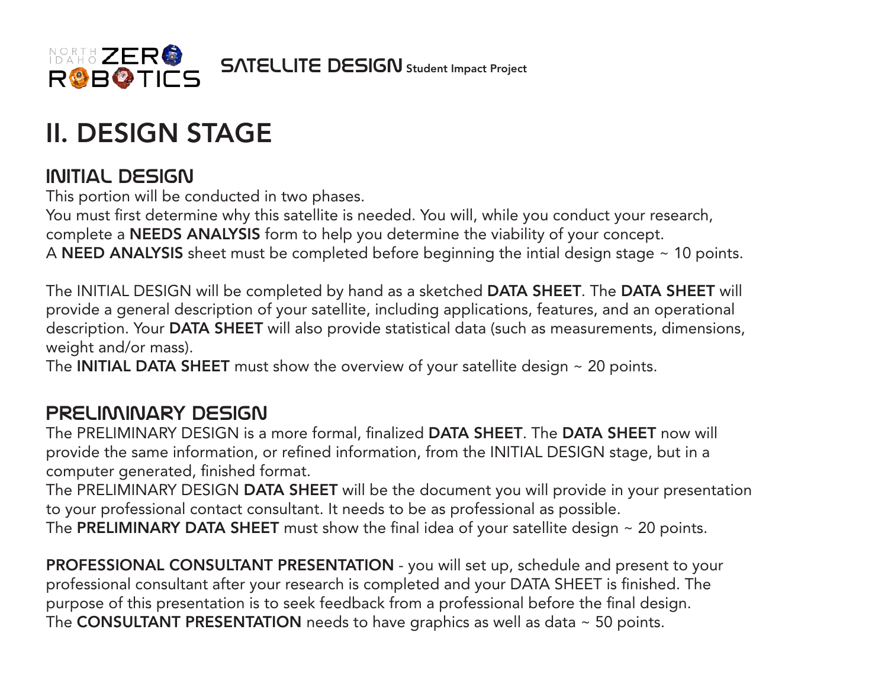# II. DESIGN STAGE

## INITIAL DESIGN

This portion will be conducted in two phases.
You must first determine why this satellite is needed. You will, while you conduct your research, complete a **NEEDS ANALYSIS** form to help you determine the viability of your concept.
A **NEED ANALYSIS** sheet must be completed before beginning the intial design stage ~ 10 points.

The INITIAL DESIGN will be completed by hand as a sketched **DATA SHEET**. The **DATA SHEET** will provide a general description of your satellite, including applications, features, and an operational description. Your **DATA SHEET** will also provide statistical data (such as measurements, dimensions, weight and/or mass).
The **INITIAL DATA SHEET** must show the overview of your satellite design ~ 20 points.

## PRELIMINARY DESIGN

The PRELIMINARY DESIGN is a more formal, finalized **DATA SHEET**. The **DATA SHEET** now will provide the same information, or refined information, from the INITIAL DESIGN stage, but in a computer generated, finished format.
The PRELIMINARY DESIGN **DATA SHEET** will be the document you will provide in your presentation to your professional contact consultant. It needs to be as professional as possible.
The **PRELIMINARY DATA SHEET** must show the final idea of your satellite design ~ 20 points.

**PROFESSIONAL CONSULTANT PRESENTATION** - you will set up, schedule and present to your professional consultant after your research is completed and your DATA SHEET is finished. The purpose of this presentation is to seek feedback from a professional before the final design.
The **CONSULTANT PRESENTATION** needs to have graphics as well as data ~ 50 points.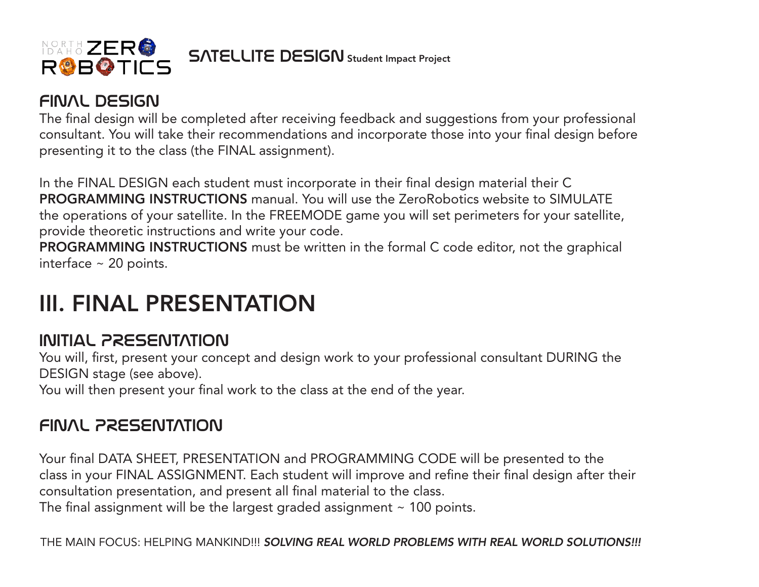## FINAL DESIGN

The final design will be completed after receiving feedback and suggestions from your professional consultant. You will take their recommendations and incorporate those into your final design before presenting it to the class (the FINAL assignment).

In the FINAL DESIGN each student must incorporate in their final design material their C **PROGRAMMING INSTRUCTIONS** manual. You will use the ZeroRobotics website to SIMULATE the operations of your satellite. In the FREEMODE game you will set perimeters for your satellite, provide theoretic instructions and write your code.
**PROGRAMMING INSTRUCTIONS** must be written in the formal C code editor, not the graphical interface ~ 20 points.

# III. FINAL PRESENTATION

## INITIAL PRESENTATION

You will, first, present your concept and design work to your professional consultant DURING the DESIGN stage (see above).
You will then present your final work to the class at the end of the year.

## FINAL PRESENTATION

Your final DATA SHEET, PRESENTATION and PROGRAMMING CODE will be presented to the class in your FINAL ASSIGNMENT. Each student will improve and refine their final design after their consultation presentation, and present all final material to the class.
The final assignment will be the largest graded assignment ~ 100 points.

THE MAIN FOCUS: HELPING MANKIND!!! ***SOLVING REAL WORLD PROBLEMS WITH REAL WORLD SOLUTIONS!!!***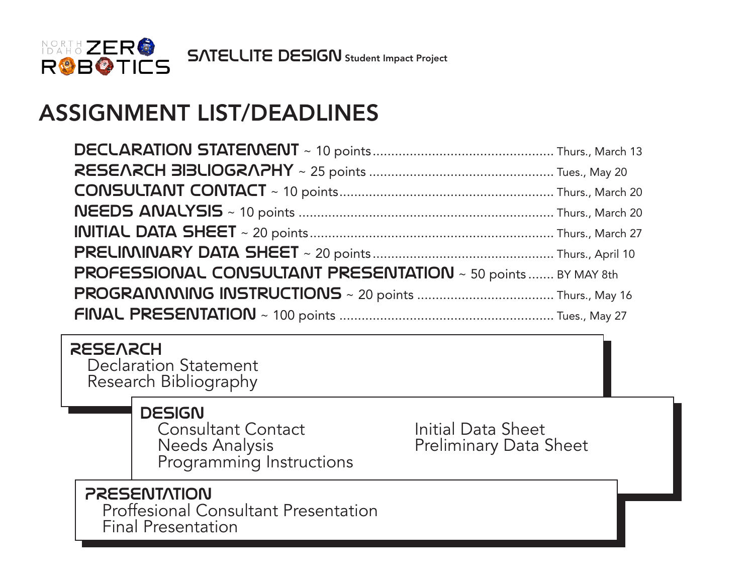NORTH IDAHO ZERO ROBOTICS

SATELLITE DESIGN Student Impact Project

# ASSIGNMENT LIST/DEADLINES

**DECLARATION STATEMENT** ~ 10 points ................................................ Thurs., March 13
**RESEARCH BIBLIOGRAPHY** ~ 25 points ................................................ Tues., May 20
**CONSULTANT CONTACT** ~ 10 points ................................................ Thurs., March 20
**NEEDS ANALYSIS** ~ 10 points ................................................ Thurs., March 20
**INITIAL DATA SHEET** ~ 20 points ................................................ Thurs., March 27
**PRELIMINARY DATA SHEET** ~ 20 points ................................................ Thurs., April 10
**PROFESSIONAL CONSULTANT PRESENTATION** ~ 50 points ....... BY MAY 8th
**PROGRAMMING INSTRUCTIONS** ~ 20 points ................................................ Thurs., May 16
**FINAL PRESENTATION** ~ 100 points ................................................ Tues., May 27

## RESEARCH

- Declaration Statement
- Research Bibliography

## DESIGN

- Consultant Contact
- Needs Analysis
- Programming Instructions
- Initial Data Sheet
- Preliminary Data Sheet

## PRESENTATION

- Proffesional Consultant Presentation
- Final Presentation